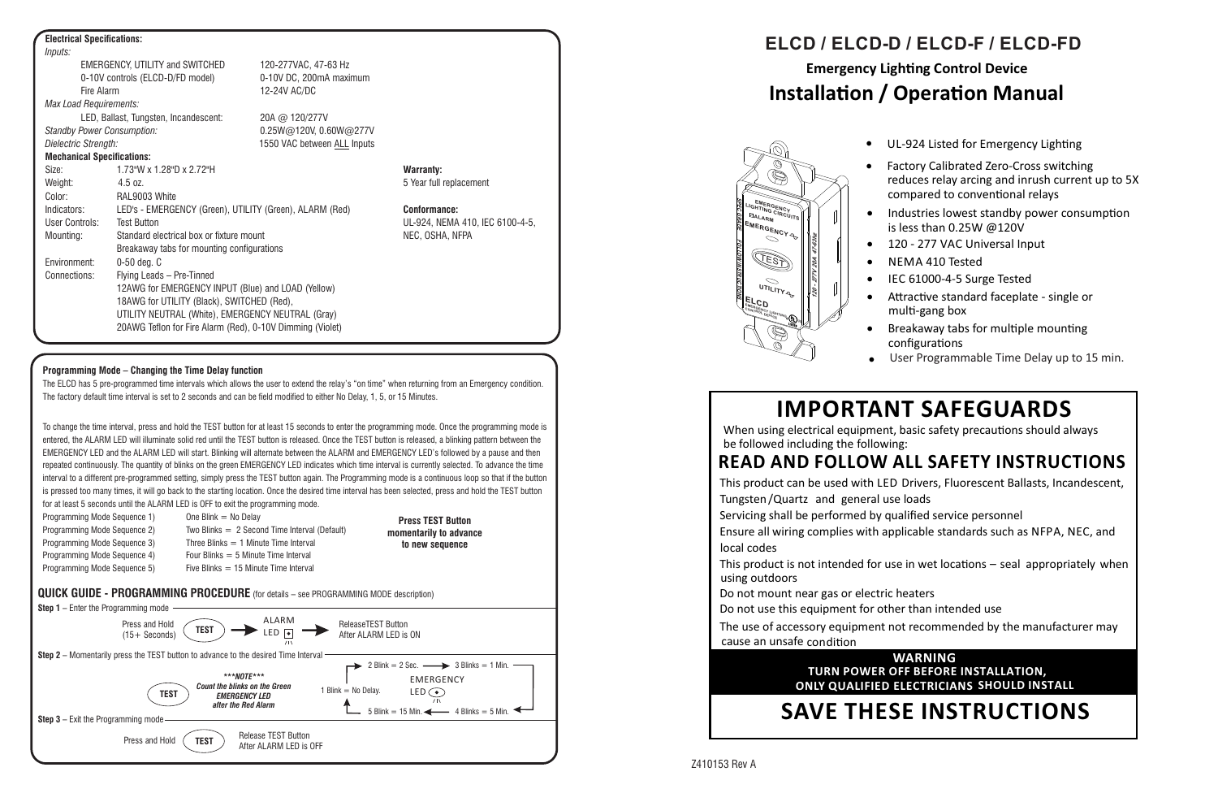# ELCD / ELCD-D / ELCD-F / ELCD-FD

## Emergency Lighting Control Device

# Installation / Operation Manual

- UL-924 Listed for Emergency Lighting
- Factory Calibrated Zero-Cross switching reduces relay arcing and inrush current up to 5X compared to conventional relays
- Industries lowest standby power consumption is less than 0.25W @120V
- 120 - 277 VAC Universal Input
- NEMA 410 Tested
- IEC 61000-4-5 Surge Tested
- Attractive standard faceplate - single or multi-gang box
- Breakaway tabs for multiple mounting configurations
- User Programmable Time Delay up to 15 min.

# IMPORTANT SAFEGUARDS

When using electrical equipment, basic safety precautions should always be followed including the following:

## READ AND FOLLOW ALL SAFETY INSTRUCTIONS

This product can be used with LED Drivers, Fluorescent Ballasts, Incandescent, Tungsten/Quartz and general use loads

Servicing shall be performed by qualified service personnel

Ensure all wiring complies with applicable standards such as NFPA, NEC, and local codes

This product is not intended for use in wet locations – seal appropriately when using outdoors

Do not mount near gas or electric heaters

Do not use this equipment for other than intended use

The use of accessory equipment not recommended by the manufacturer may cause an unsafe condition

**WARNING**
**TURN POWER OFF BEFORE INSTALLATION, ONLY QUALIFIED ELECTRICIANS SHOULD INSTALL**

# SAVE THESE INSTRUCTIONS

---

**Electrical Specifications:**

*Inputs:*

| | |
|---|---|
| EMERGENCY, UTILITY and SWITCHED | 120-277VAC, 47-63 Hz |
| 0-10V controls (ELCD-D/FD model) | 0-10V DC, 200mA maximum |
| Fire Alarm | 12-24V AC/DC |

*Max Load Requirements:*

| | |
|---|---|
| LED, Ballast, Tungsten, Incandescent: | 20A @ 120/277V |
| *Standby Power Consumption:* | 0.25W@120V, 0.60W@277V |
| *Dielectric Strength:* | 1550 VAC between ALL Inputs |

**Mechanical Specifications:**

| | |
|---|---|
| Size: | 1.73"W x 1.28"D x 2.72"H |
| Weight: | 4.5 oz. |
| Color: | RAL9003 White |
| Indicators: | LED's - EMERGENCY (Green), UTILITY (Green), ALARM (Red) |
| User Controls: | Test Button |
| Mounting: | Standard electrical box or fixture mount<br>Breakaway tabs for mounting configurations |
| Environment: | 0-50 deg. C |
| Connections: | Flying Leads – Pre-Tinned<br>12AWG for EMERGENCY INPUT (Blue) and LOAD (Yellow)<br>18AWG for UTILITY (Black), SWITCHED (Red),<br>UTILITY NEUTRAL (White), EMERGENCY NEUTRAL (Gray)<br>20AWG Teflon for Fire Alarm (Red), 0-10V Dimming (Violet) |

**Warranty:**
5 Year full replacement

**Conformance:**
UL-924, NEMA 410, IEC 6100-4-5, NEC, OSHA, NFPA

---

**Programming Mode – Changing the Time Delay function**

The ELCD has 5 pre-programmed time intervals which allows the user to extend the relay's "on time" when returning from an Emergency condition. The factory default time interval is set to 2 seconds and can be field modified to either No Delay, 1, 5, or 15 Minutes.

To change the time interval, press and hold the TEST button for at least 15 seconds to enter the programming mode. Once the programming mode is entered, the ALARM LED will illuminate solid red until the TEST button is released. Once the TEST button is released, a blinking pattern between the EMERGENCY LED and the ALARM LED will start. Blinking will alternate between the ALARM and EMERGENCY LED's followed by a pause and then repeated continuously. The quantity of blinks on the green EMERGENCY LED indicates which time interval is currently selected. To advance the time interval to a different pre-programmed setting, simply press the TEST button again. The Programming mode is a continuous loop so that if the button is pressed too many times, it will go back to the starting location. Once the desired time interval has been selected, press and hold the TEST button for at least 5 seconds until the ALARM LED is OFF to exit the programming mode.

| | |
|---|---|
| Programming Mode Sequence 1) | One Blink = No Delay |
| Programming Mode Sequence 2) | Two Blinks = 2 Second Time Interval (Default) |
| Programming Mode Sequence 3) | Three Blinks = 1 Minute Time Interval |
| Programming Mode Sequence 4) | Four Blinks = 5 Minute Time Interval |
| Programming Mode Sequence 5) | Five Blinks = 15 Minute Time Interval |

**Press TEST Button momentarily to advance to new sequence**

**QUICK GUIDE - PROGRAMMING PROCEDURE** (for details – see PROGRAMMING MODE description)

**Step 1** – Enter the Programming mode

Press and Hold (15+ Seconds) TEST → ALARM LED → ReleaseTEST Button After ALARM LED is ON

**Step 2** – Momentarily press the TEST button to advance to the desired Time Interval

TEST — ****NOTE****
*Count the blinks on the Green EMERGENCY LED after the Red Alarm*

EMERGENCY LED: 1 Blink = No Delay. → 2 Blink = 2 Sec. → 3 Blinks = 1 Min. → 4 Blinks = 5 Min. → 5 Blink = 15 Min. → (back to 1 Blink)

**Step 3** – Exit the Programming mode

Press and Hold TEST — Release TEST Button After ALARM LED is OFF

Z410153 Rev A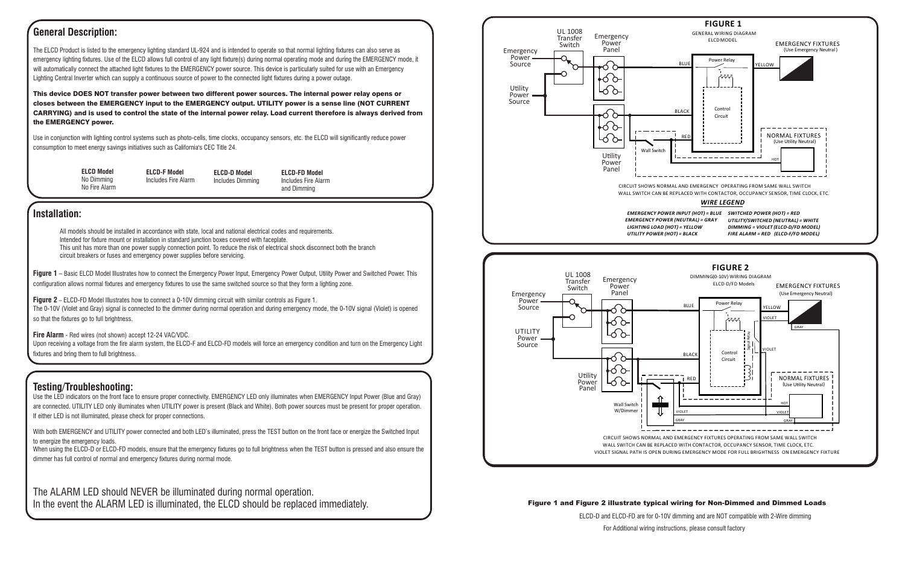## General Description:

The ELCD Product is listed to the emergency lighting standard UL-924 and is intended to operate so that normal lighting fixtures can also serve as emergency lighting fixtures. Use of the ELCD allows full control of any light fixture(s) during normal operating mode and during the EMERGENCY mode, it will automatically connect the attached light fixtures to the EMERGENCY power source. This device is particularly suited for use with an Emergency Lighting Central Inverter which can supply a continuous source of power to the connected light fixtures during a power outage.

**This device DOES NOT transfer power between two different power sources. The internal power relay opens or closes between the EMERGENCY input to the EMERGENCY output. UTILITY power is a sense line (NOT CURRENT CARRYING) and is used to control the state of the internal power relay. Load current therefore is always derived from the EMERGENCY power.**

Use in conjunction with lighting control systems such as photo-cells, time clocks, occupancy sensors, etc. the ELCD will significantly reduce power consumption to meet energy savings initiatives such as California's CEC Title 24.

| **ELCD Model** | **ELCD-F Model** | **ELCD-D Model** | **ELCD-FD Model** |
|---|---|---|---|
| No Dimming<br>No Fire Alarm | Includes Fire Alarm | Includes Dimming | Includes Fire Alarm and Dimming |

## Installation:

All models should be installed in accordance with state, local and national electrical codes and requirements.
Intended for fixture mount or installation in standard junction boxes covered with faceplate.
This unit has more than one power supply connection point. To reduce the risk of electrical shock disconnect both the branch circuit breakers or fuses and emergency power supplies before servicing.

**Figure 1** – Basic ELCD Model Illustrates how to connect the Emergency Power Input, Emergency Power Output, Utility Power and Switched Power. This configuration allows normal fixtures and emergency fixtures to use the same switched source so that they form a lighting zone.

**Figure 2** – ELCD-FD Model Illustrates how to connect a 0-10V dimming circuit with similar controls as Figure 1.
The 0-10V (Violet and Gray) signal is connected to the dimmer during normal operation and during emergency mode, the 0-10V signal (Violet) is opened so that the fixtures go to full brightness.

**Fire Alarm** - Red wires (not shown) accept 12-24 VAC/VDC.
Upon receiving a voltage from the fire alarm system, the ELCD-F and ELCD-FD models will force an emergency condition and turn on the Emergency Light fixtures and bring them to full brightness.

## Testing/Troubleshooting:

Use the LED indicators on the front face to ensure proper connectivity. EMERGENCY LED only illuminates when EMERGENCY Input Power (Blue and Gray) are connected. UTILITY LED only illuminates when UTILITY power is present (Black and White). Both power sources must be present for proper operation. If either LED is not illuminated, please check for proper connections.

With both EMERGENCY and UTILITY power connected and both LED's illuminated, press the TEST button on the front face or energize the Switched Input to energize the emergency loads.
When using the ELCD-D or ELCD-FD models, ensure that the emergency fixtures go to full brightness when the TEST button is pressed and also ensure the dimmer has full control of normal and emergency fixtures during normal mode.

The ALARM LED should NEVER be illuminated during normal operation.
In the event the ALARM LED is illuminated, the ELCD should be replaced immediately.

### FIGURE 1

GENERAL WIRING DIAGRAM
ELCD MODEL

UL 1008 Transfer Switch
Emergency Power Panel
Emergency Power Source
Utility Power Source
Utility Power Panel
Wall Switch
BLUE
BLACK
RED
YELLOW
Power Relay
Control Circuit
EMERGENCY FIXTURES (Use Emergency Neutral)
NORMAL FIXTURES (Use Utility Neutral)
HOT

CIRCUIT SHOWS NORMAL AND EMERGENCY OPERATING FROM SAME WALL SWITCH
WALL SWITCH CAN BE REPLACED WITH CONTACTOR, OCCUPANCY SENSOR, TIME CLOCK, ETC.

***WIRE LEGEND***

*EMERGENCY POWER INPUT (HOT) = BLUE*
*EMERGENCY POWER (NEUTRAL) = GRAY*
*LIGHTING LOAD (HOT) = YELLOW*
*UTILITY POWER (HOT) = BLACK*
*SWITCHED POWER (HOT) = RED*
*UTILITY/SWITCHED (NEUTRAL) = WHITE*
*DIMMING = VIOLET (ELCD-D/FD MODEL)*
*FIRE ALARM = RED (ELCD-F/FD MODEL)*

### FIGURE 2

DIMMING(0-10V) WIRING DIAGRAM
ELCD-D/FD Models

UL 1008 Transfer Switch
Emergency Power Panel
Emergency Power Source
UTILITY Power Source
Utility Power Panel
Wall Switch W/Dimmer
BLUE
BLACK
RED
YELLOW
VIOLET
GRAY
Power Relay
Signal Relay
Control Circuit
EMERGENCY FIXTURES (Use Emergency Neutral)
NORMAL FIXTURES (Use Utility Neutral)
HOT

CIRCUIT SHOWS NORMAL AND EMERGENCY FIXTURES OPERATING FROM SAME WALL SWITCH
WALL SWITCH CAN BE REPLACED WITH CONTACTOR, OCCUPANCY SENSOR, TIME CLOCK, ETC.
VIOLET SIGNAL PATH IS OPEN DURING EMERGENCY MODE FOR FULL BRIGHTNESS ON EMERGENCY FIXTURE

**Figure 1 and Figure 2 illustrate typical wiring for Non-Dimmed and Dimmed Loads**

ELCD-D and ELCD-FD are for 0-10V dimming and are NOT compatible with 2-Wire dimming

For Additional wiring instructions, please consult factory